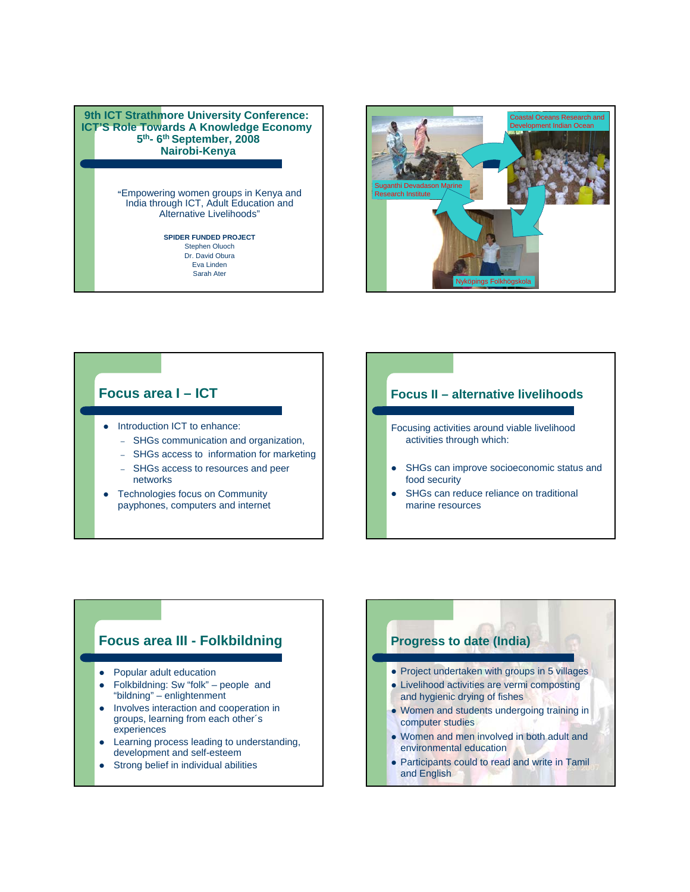## 9th ICT Strathmore University Conference: ICT'S Role Towards A Knowledge Economy 5th- 6th September, 2008 Nairobi-Kenya

"Empowering women groups in Kenya and India through ICT, Adult Education and Alternative Livelihoods"

**SPIDER FUNDED PROJECT**

Stephen Oluoch
Dr. David Obura
Eva Linden
Sarah Ater

---

Coastal Oceans Research and Development Indian Ocean

Suganthi Devadason Marine Research Institute

Nyköpings Folkhögskola

---

## Focus area I – ICT

- Introduction ICT to enhance:
  - SHGs communication and organization,
  - SHGs access to information for marketing
  - SHGs access to resources and peer networks
- Technologies focus on Community payphones, computers and internet

---

## Focus II – alternative livelihoods

Focusing activities around viable livelihood activities through which:

- SHGs can improve socioeconomic status and food security
- SHGs can reduce reliance on traditional marine resources

---

## Focus area III - Folkbildning

- Popular adult education
- Folkbildning: Sw "folk" – people and "bildning" – enlightenment
- Involves interaction and cooperation in groups, learning from each other´s experiences
- Learning process leading to understanding, development and self-esteem
- Strong belief in individual abilities

---

## Progress to date (India)

- Project undertaken with groups in 5 villages
- Livelihood activities are vermi composting and hygienic drying of fishes
- Women and students undergoing training in computer studies
- Women and men involved in both adult and environmental education
- Participants could to read and write in Tamil and English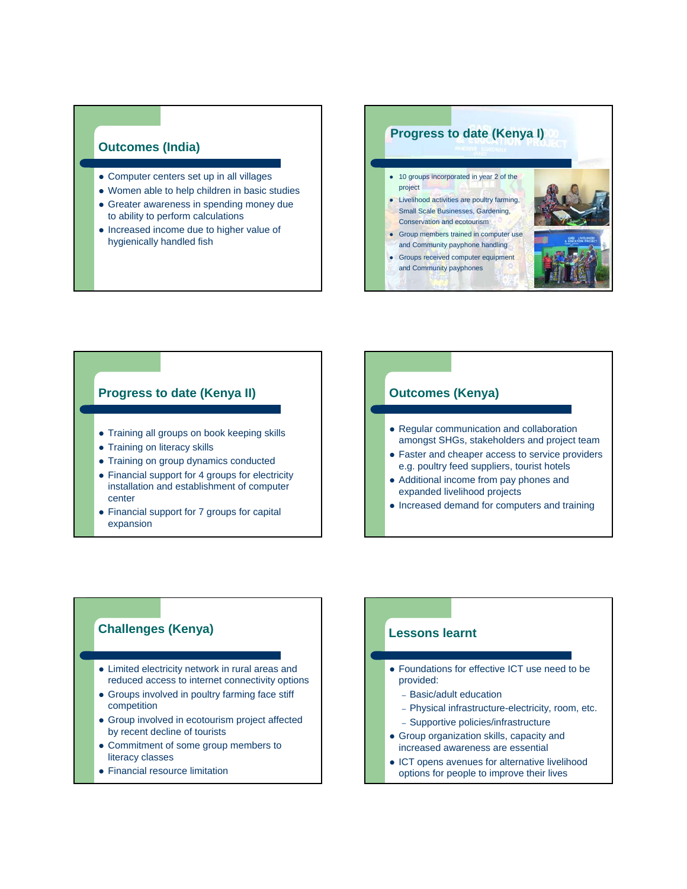## Outcomes (India)

- Computer centers set up in all villages
- Women able to help children in basic studies
- Greater awareness in spending money due to ability to perform calculations
- Increased income due to higher value of hygienically handled fish

## Progress to date (Kenya I)

- 10 groups incorporated in year 2 of the project
- Livelihood activities are poultry farming, Small Scale Businesses, Gardening, Conservation and ecotourism
- Group members trained in computer use and Community payphone handling
- Groups received computer equipment and Community payphones

## Progress to date (Kenya II)

- Training all groups on book keeping skills
- Training on literacy skills
- Training on group dynamics conducted
- Financial support for 4 groups for electricity installation and establishment of computer center
- Financial support for 7 groups for capital expansion

## Outcomes (Kenya)

- Regular communication and collaboration amongst SHGs, stakeholders and project team
- Faster and cheaper access to service providers e.g. poultry feed suppliers, tourist hotels
- Additional income from pay phones and expanded livelihood projects
- Increased demand for computers and training

## Challenges (Kenya)

- Limited electricity network in rural areas and reduced access to internet connectivity options
- Groups involved in poultry farming face stiff competition
- Group involved in ecotourism project affected by recent decline of tourists
- Commitment of some group members to literacy classes
- Financial resource limitation

## Lessons learnt

- Foundations for effective ICT use need to be provided:
  - Basic/adult education
  - Physical infrastructure-electricity, room, etc.
  - Supportive policies/infrastructure
- Group organization skills, capacity and increased awareness are essential
- ICT opens avenues for alternative livelihood options for people to improve their lives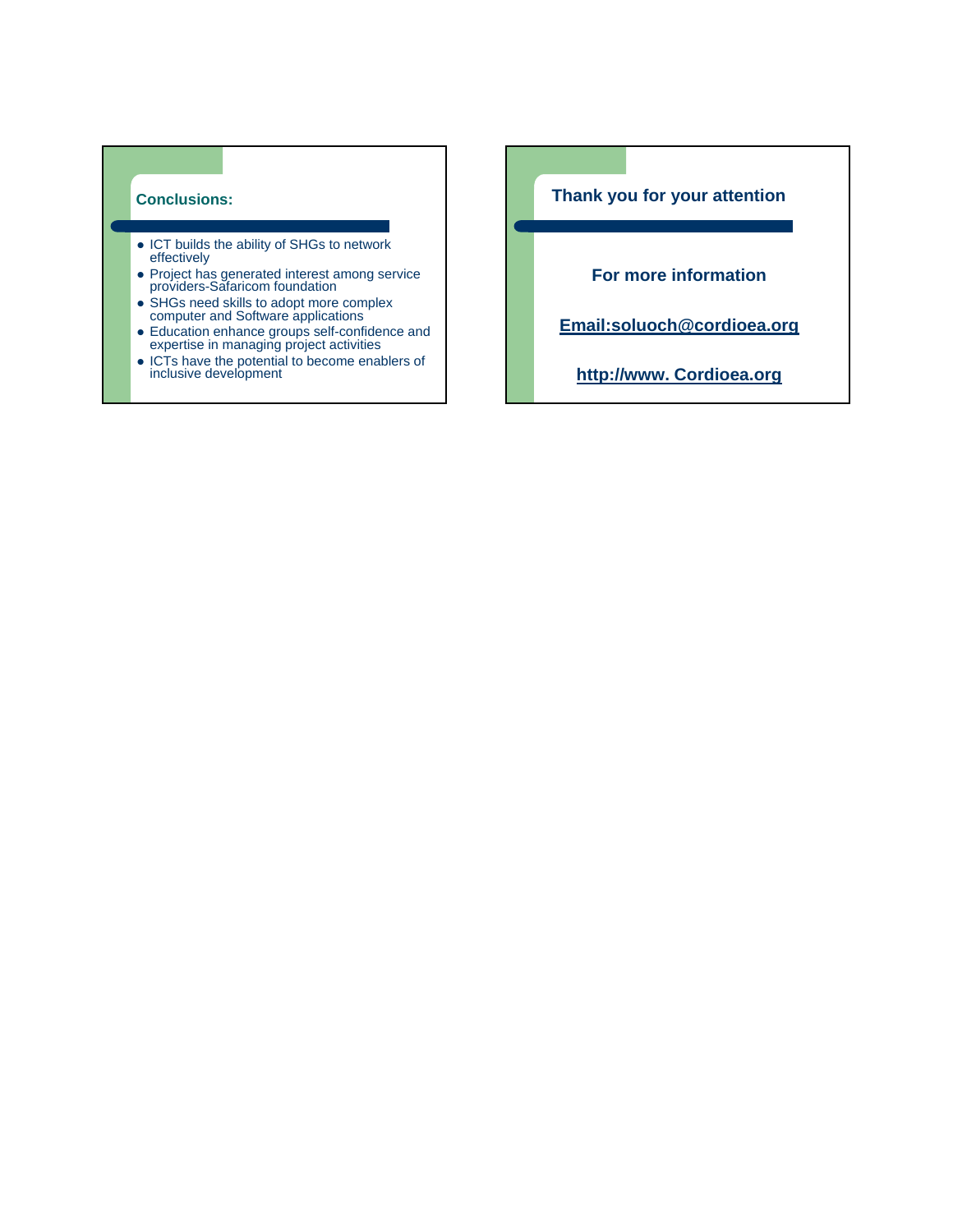## Conclusions:

- ICT builds the ability of SHGs to network effectively
- Project has generated interest among service providers-Safaricom foundation
- SHGs need skills to adopt more complex computer and Software applications
- Education enhance groups self-confidence and expertise in managing project activities
- ICTs have the potential to become enablers of inclusive development

## Thank you for your attention

**For more information**

**Email:soluoch@cordioea.org**

**http://www. Cordioea.org**